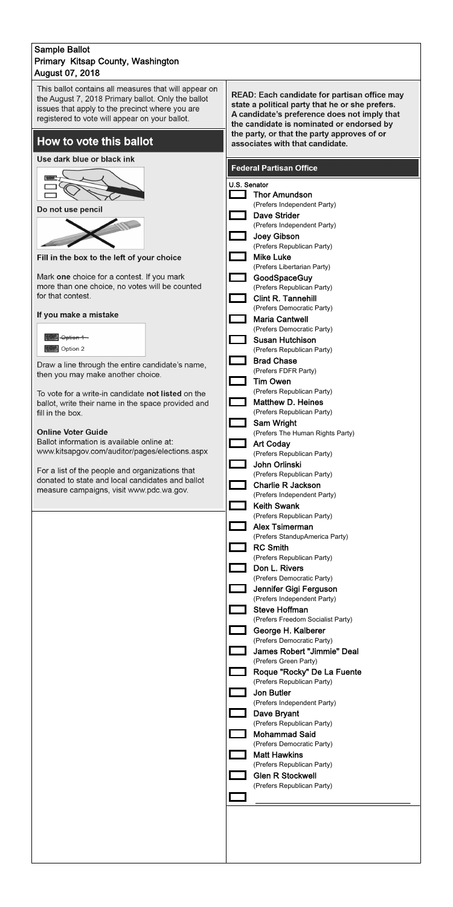**Sample Ballot**
**Primary Kitsap County, Washington**
**August 07, 2018**

This ballot contains all measures that will appear on the August 7, 2018 Primary ballot. Only the ballot issues that apply to the precinct where you are registered to vote will appear on your ballot.

## How to vote this ballot

**Use dark blue or black ink**

**Do not use pencil**

**Fill in the box to the left of your choice**

Mark **one** choice for a contest. If you mark more than one choice, no votes will be counted for that contest.

**If you make a mistake**

~~Option 1~~
Option 2

Draw a line through the entire candidate's name, then you may make another choice.

To vote for a write-in candidate **not listed** on the ballot, write their name in the space provided and fill in the box.

**Online Voter Guide**
Ballot information is available online at: www.kitsapgov.com/auditor/pages/elections.aspx

For a list of the people and organizations that donated to state and local candidates and ballot measure campaigns, visit www.pdc.wa.gov.

**READ: Each candidate for partisan office may state a political party that he or she prefers. A candidate's preference does not imply that the candidate is nominated or endorsed by the party, or that the party approves of or associates with that candidate.**

## Federal Partisan Office

U.S. Senator

- ☐ **Thor Amundson** (Prefers Independent Party)
- ☐ **Dave Strider** (Prefers Independent Party)
- ☐ **Joey Gibson** (Prefers Republican Party)
- ☐ **Mike Luke** (Prefers Libertarian Party)
- ☐ **GoodSpaceGuy** (Prefers Republican Party)
- ☐ **Clint R. Tannehill** (Prefers Democratic Party)
- ☐ **Maria Cantwell** (Prefers Democratic Party)
- ☐ **Susan Hutchison** (Prefers Republican Party)
- ☐ **Brad Chase** (Prefers FDFR Party)
- ☐ **Tim Owen** (Prefers Republican Party)
- ☐ **Matthew D. Heines** (Prefers Republican Party)
- ☐ **Sam Wright** (Prefers The Human Rights Party)
- ☐ **Art Coday** (Prefers Republican Party)
- ☐ **John Orlinski** (Prefers Republican Party)
- ☐ **Charlie R Jackson** (Prefers Independent Party)
- ☐ **Keith Swank** (Prefers Republican Party)
- ☐ **Alex Tsimerman** (Prefers StandupAmerica Party)
- ☐ **RC Smith** (Prefers Republican Party)
- ☐ **Don L. Rivers** (Prefers Democratic Party)
- ☐ **Jennifer Gigi Ferguson** (Prefers Independent Party)
- ☐ **Steve Hoffman** (Prefers Freedom Socialist Party)
- ☐ **George H. Kalberer** (Prefers Democratic Party)
- ☐ **James Robert "Jimmie" Deal** (Prefers Green Party)
- ☐ **Roque "Rocky" De La Fuente** (Prefers Republican Party)
- ☐ **Jon Butler** (Prefers Independent Party)
- ☐ **Dave Bryant** (Prefers Republican Party)
- ☐ **Mohammad Said** (Prefers Democratic Party)
- ☐ **Matt Hawkins** (Prefers Republican Party)
- ☐ **Glen R Stockwell** (Prefers Republican Party)
- ☐ ______________________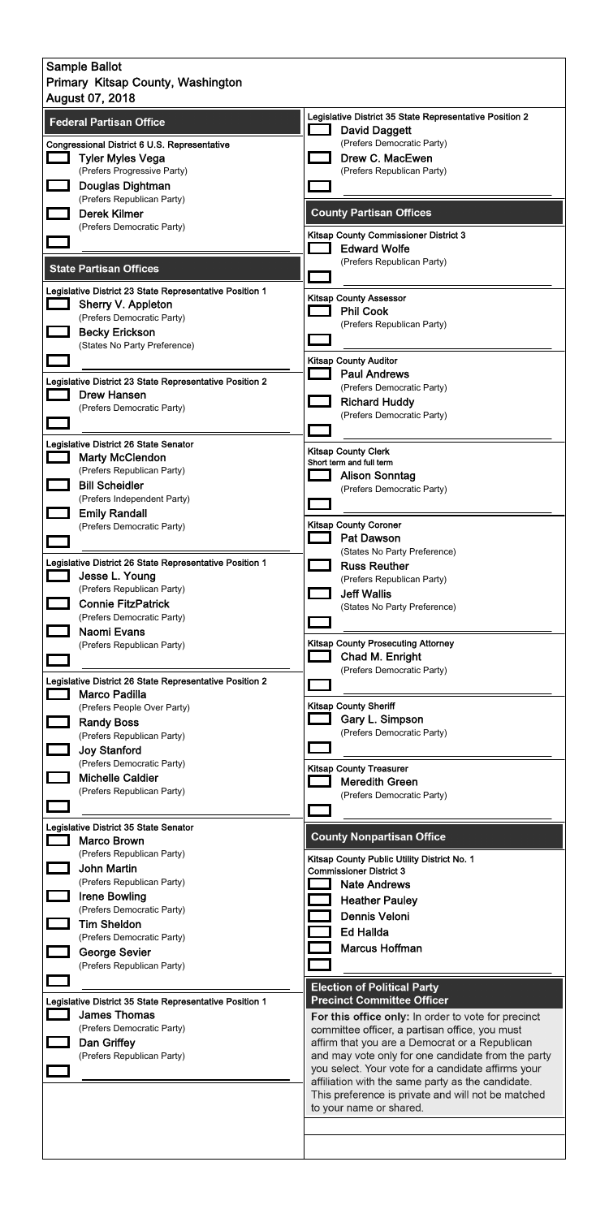# Sample Ballot
## Primary Kitsap County, Washington
## August 07, 2018

### Federal Partisan Office

**Congressional District 6 U.S. Representative**

- Tyler Myles Vega (Prefers Progressive Party)
- Douglas Dightman (Prefers Republican Party)
- Derek Kilmer (Prefers Democratic Party)
- _______________

### State Partisan Offices

**Legislative District 23 State Representative Position 1**

- Sherry V. Appleton (Prefers Democratic Party)
- Becky Erickson (States No Party Preference)
- _______________

**Legislative District 23 State Representative Position 2**

- Drew Hansen (Prefers Democratic Party)
- _______________

**Legislative District 26 State Senator**

- Marty McClendon (Prefers Republican Party)
- Bill Scheidler (Prefers Independent Party)
- Emily Randall (Prefers Democratic Party)
- _______________

**Legislative District 26 State Representative Position 1**

- Jesse L. Young (Prefers Republican Party)
- Connie FitzPatrick (Prefers Democratic Party)
- Naomi Evans (Prefers Republican Party)
- _______________

**Legislative District 26 State Representative Position 2**

- Marco Padilla (Prefers People Over Party)
- Randy Boss (Prefers Republican Party)
- Joy Stanford (Prefers Democratic Party)
- Michelle Caldier (Prefers Republican Party)
- _______________

**Legislative District 35 State Senator**

- Marco Brown (Prefers Republican Party)
- John Martin (Prefers Republican Party)
- Irene Bowling (Prefers Democratic Party)
- Tim Sheldon (Prefers Democratic Party)
- George Sevier (Prefers Republican Party)
- _______________

**Legislative District 35 State Representative Position 1**

- James Thomas (Prefers Democratic Party)
- Dan Griffey (Prefers Republican Party)
- _______________

**Legislative District 35 State Representative Position 2**

- David Daggett (Prefers Democratic Party)
- Drew C. MacEwen (Prefers Republican Party)
- _______________

### County Partisan Offices

**Kitsap County Commissioner District 3**

- Edward Wolfe (Prefers Republican Party)
- _______________

**Kitsap County Assessor**

- Phil Cook (Prefers Republican Party)
- _______________

**Kitsap County Auditor**

- Paul Andrews (Prefers Democratic Party)
- Richard Huddy (Prefers Democratic Party)
- _______________

**Kitsap County Clerk**
Short term and full term

- Alison Sonntag (Prefers Democratic Party)
- _______________

**Kitsap County Coroner**

- Pat Dawson (States No Party Preference)
- Russ Reuther (Prefers Republican Party)
- Jeff Wallis (States No Party Preference)
- _______________

**Kitsap County Prosecuting Attorney**

- Chad M. Enright (Prefers Democratic Party)
- _______________

**Kitsap County Sheriff**

- Gary L. Simpson (Prefers Democratic Party)
- _______________

**Kitsap County Treasurer**

- Meredith Green (Prefers Democratic Party)
- _______________

### County Nonpartisan Office

**Kitsap County Public Utility District No. 1**
**Commissioner District 3**

- Nate Andrews
- Heather Pauley
- Dennis Veloni
- Ed Hallda
- Marcus Hoffman
- _______________

### Election of Political Party Precinct Committee Officer

**For this office only:** In order to vote for precinct committee officer, a partisan office, you must affirm that you are a Democrat or a Republican and may vote only for one candidate from the party you select. Your vote for a candidate affirms your affiliation with the same party as the candidate. This preference is private and will not be matched to your name or shared.